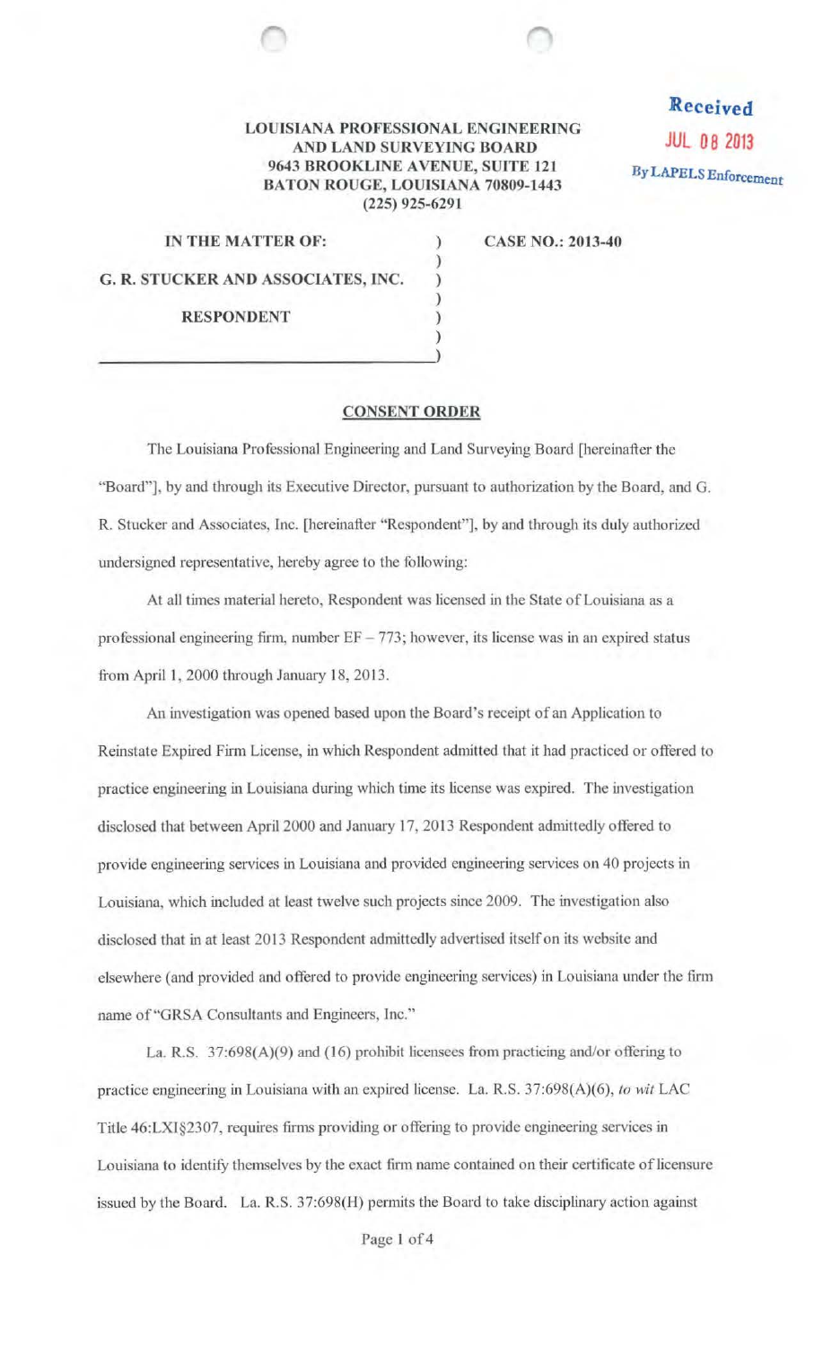LOUISIANA PROFESSIONAL ENGINEERING
AND LAND SURVEYING BOARD
9643 BROOKLINE AVENUE, SUITE 121
BATON ROUGE, LOUISIANA 70809-1443
(225) 925-6291

Received
JUL 08 2013
By LAPELS Enforcement

IN THE MATTER OF: ) CASE NO.: 2013-40
)
G. R. STUCKER AND ASSOCIATES, INC. )
)
RESPONDENT )
)

## CONSENT ORDER

The Louisiana Professional Engineering and Land Surveying Board [hereinafter the "Board"], by and through its Executive Director, pursuant to authorization by the Board, and G. R. Stucker and Associates, Inc. [hereinafter "Respondent"], by and through its duly authorized undersigned representative, hereby agree to the following:

At all times material hereto, Respondent was licensed in the State of Louisiana as a professional engineering firm, number EF – 773; however, its license was in an expired status from April 1, 2000 through January 18, 2013.

An investigation was opened based upon the Board's receipt of an Application to Reinstate Expired Firm License, in which Respondent admitted that it had practiced or offered to practice engineering in Louisiana during which time its license was expired. The investigation disclosed that between April 2000 and January 17, 2013 Respondent admittedly offered to provide engineering services in Louisiana and provided engineering services on 40 projects in Louisiana, which included at least twelve such projects since 2009. The investigation also disclosed that in at least 2013 Respondent admittedly advertised itself on its website and elsewhere (and provided and offered to provide engineering services) in Louisiana under the firm name of "GRSA Consultants and Engineers, Inc."

La. R.S. 37:698(A)(9) and (16) prohibit licensees from practicing and/or offering to practice engineering in Louisiana with an expired license. La. R.S. 37:698(A)(6), *to wit* LAC Title 46:LXI§2307, requires firms providing or offering to provide engineering services in Louisiana to identify themselves by the exact firm name contained on their certificate of licensure issued by the Board. La. R.S. 37:698(H) permits the Board to take disciplinary action against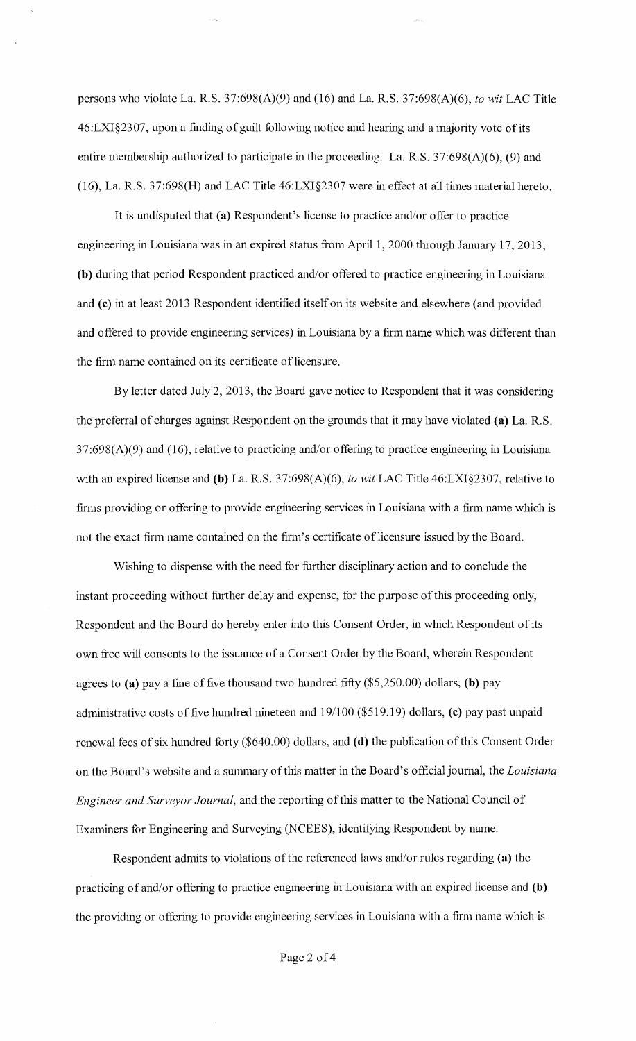persons who violate La. R.S. 37:698(A)(9) and (16) and La. R.S. 37:698(A)(6), *to wit* LAC Title 46:LXI§2307, upon a finding of guilt following notice and hearing and a majority vote of its entire membership authorized to participate in the proceeding. La. R.S. 37:698(A)(6), (9) and (16), La. R.S. 37:698(H) and LAC Title 46:LXI§2307 were in effect at all times material hereto.

It is undisputed that **(a)** Respondent's license to practice and/or offer to practice engineering in Louisiana was in an expired status from April 1, 2000 through January 17, 2013, **(b)** during that period Respondent practiced and/or offered to practice engineering in Louisiana and **(c)** in at least 2013 Respondent identified itself on its website and elsewhere (and provided and offered to provide engineering services) in Louisiana by a firm name which was different than the firm name contained on its certificate of licensure.

By letter dated July 2, 2013, the Board gave notice to Respondent that it was considering the preferral of charges against Respondent on the grounds that it may have violated **(a)** La. R.S. 37:698(A)(9) and (16), relative to practicing and/or offering to practice engineering in Louisiana with an expired license and **(b)** La. R.S. 37:698(A)(6), *to wit* LAC Title 46:LXI§2307, relative to firms providing or offering to provide engineering services in Louisiana with a firm name which is not the exact firm name contained on the firm's certificate of licensure issued by the Board.

Wishing to dispense with the need for further disciplinary action and to conclude the instant proceeding without further delay and expense, for the purpose of this proceeding only, Respondent and the Board do hereby enter into this Consent Order, in which Respondent of its own free will consents to the issuance of a Consent Order by the Board, wherein Respondent agrees to **(a)** pay a fine of five thousand two hundred fifty ($5,250.00) dollars, **(b)** pay administrative costs of five hundred nineteen and 19/100 ($519.19) dollars, **(c)** pay past unpaid renewal fees of six hundred forty ($640.00) dollars, and **(d)** the publication of this Consent Order on the Board's website and a summary of this matter in the Board's official journal, the *Louisiana Engineer and Surveyor Journal*, and the reporting of this matter to the National Council of Examiners for Engineering and Surveying (NCEES), identifying Respondent by name.

Respondent admits to violations of the referenced laws and/or rules regarding **(a)** the practicing of and/or offering to practice engineering in Louisiana with an expired license and **(b)** the providing or offering to provide engineering services in Louisiana with a firm name which is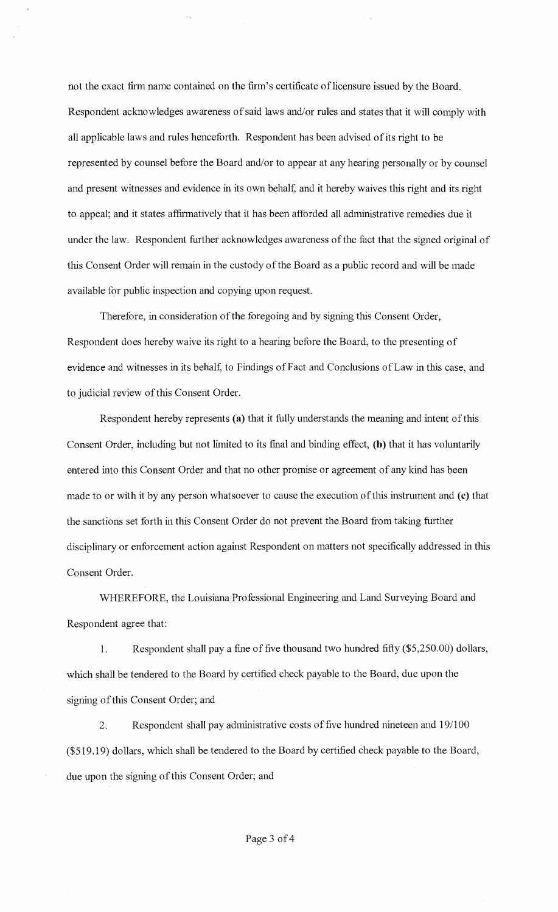not the exact firm name contained on the firm's certificate of licensure issued by the Board. Respondent acknowledges awareness of said laws and/or rules and states that it will comply with all applicable laws and rules henceforth. Respondent has been advised of its right to be represented by counsel before the Board and/or to appear at any hearing personally or by counsel and present witnesses and evidence in its own behalf, and it hereby waives this right and its right to appeal; and it states affirmatively that it has been afforded all administrative remedies due it under the law. Respondent further acknowledges awareness of the fact that the signed original of this Consent Order will remain in the custody of the Board as a public record and will be made available for public inspection and copying upon request.

Therefore, in consideration of the foregoing and by signing this Consent Order, Respondent does hereby waive its right to a hearing before the Board, to the presenting of evidence and witnesses in its behalf, to Findings of Fact and Conclusions of Law in this case, and to judicial review of this Consent Order.

Respondent hereby represents **(a)** that it fully understands the meaning and intent of this Consent Order, including but not limited to its final and binding effect, **(b)** that it has voluntarily entered into this Consent Order and that no other promise or agreement of any kind has been made to or with it by any person whatsoever to cause the execution of this instrument and **(c)** that the sanctions set forth in this Consent Order do not prevent the Board from taking further disciplinary or enforcement action against Respondent on matters not specifically addressed in this Consent Order.

WHEREFORE, the Louisiana Professional Engineering and Land Surveying Board and Respondent agree that:

1. Respondent shall pay a fine of five thousand two hundred fifty ($5,250.00) dollars, which shall be tendered to the Board by certified check payable to the Board, due upon the signing of this Consent Order; and

2. Respondent shall pay administrative costs of five hundred nineteen and 19/100 ($519.19) dollars, which shall be tendered to the Board by certified check payable to the Board, due upon the signing of this Consent Order; and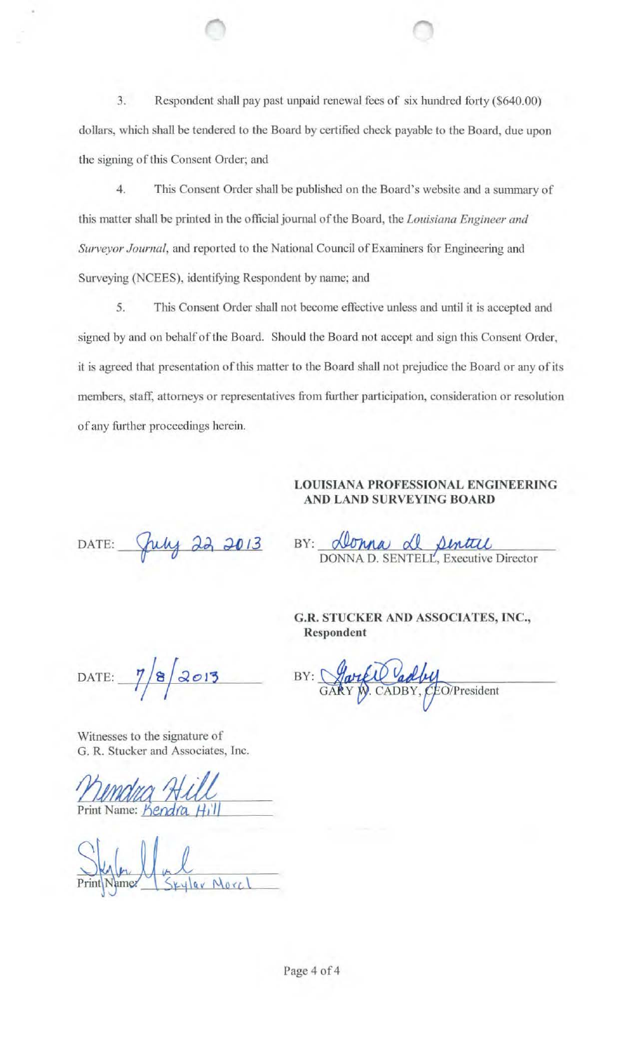3. Respondent shall pay past unpaid renewal fees of six hundred forty ($640.00) dollars, which shall be tendered to the Board by certified check payable to the Board, due upon the signing of this Consent Order; and

4. This Consent Order shall be published on the Board's website and a summary of this matter shall be printed in the official journal of the Board, the *Louisiana Engineer and Surveyor Journal*, and reported to the National Council of Examiners for Engineering and Surveying (NCEES), identifying Respondent by name; and

5. This Consent Order shall not become effective unless and until it is accepted and signed by and on behalf of the Board. Should the Board not accept and sign this Consent Order, it is agreed that presentation of this matter to the Board shall not prejudice the Board or any of its members, staff, attorneys or representatives from further participation, consideration or resolution of any further proceedings herein.

**LOUISIANA PROFESSIONAL ENGINEERING AND LAND SURVEYING BOARD**

DATE: July 22 2013

BY: Donna D. Sentell
DONNA D. SENTELL, Executive Director

**G.R. STUCKER AND ASSOCIATES, INC., Respondent**

DATE: 7/8/2013

BY: Gary W. Cadby
GARY W. CADBY, CEO/President

Witnesses to the signature of G. R. Stucker and Associates, Inc.

Kendra Hill
Print Name: Kendra Hill

Skyler Morel
Print Name: Skyler Morel